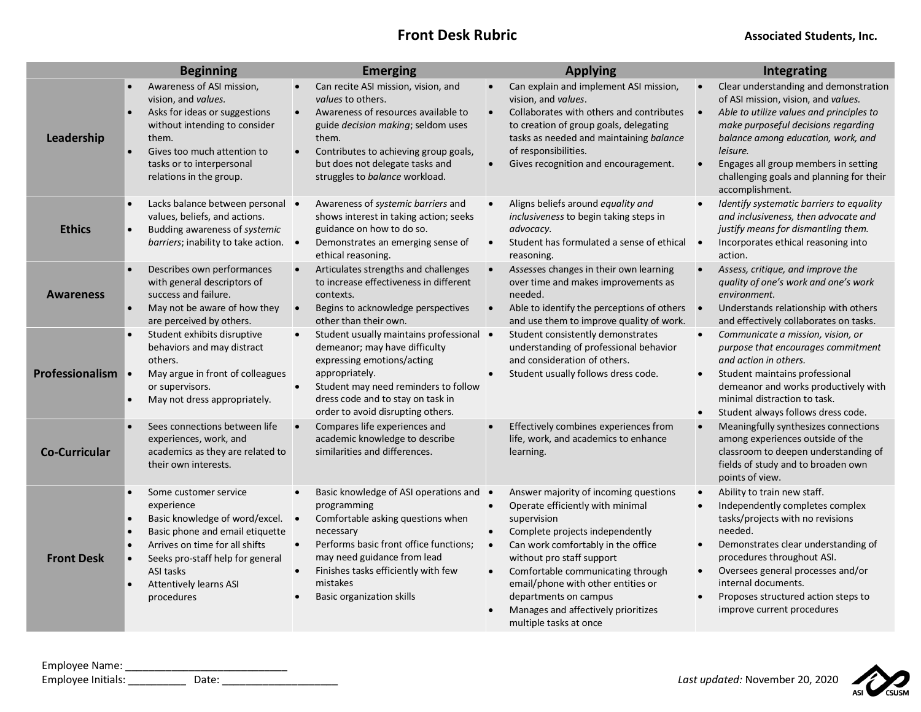# Front Desk Rubric

**Associated Students, Inc.**

| | Beginning | Emerging | Applying | Integrating |
|---|---|---|---|---|
| **Leadership** | • Awareness of ASI mission, vision, and *values*.<br>• Asks for ideas or suggestions without intending to consider them.<br>• Gives too much attention to tasks or to interpersonal relations in the group. | • Can recite ASI mission, vision, and *values* to others.<br>• Awareness of resources available to guide *decision making*; seldom uses them.<br>• Contributes to achieving group goals, but does not delegate tasks and struggles to *balance* workload. | • Can explain and implement ASI mission, vision, and *values*.<br>• Collaborates with others and contributes to creation of group goals, delegating tasks as needed and maintaining *balance* of responsibilities.<br>• Gives recognition and encouragement. | • Clear understanding and demonstration of ASI mission, vision, and *values*.<br>• *Able to utilize values and principles to make purposeful decisions regarding balance among education, work, and leisure.*<br>• Engages all group members in setting challenging goals and planning for their accomplishment. |
| **Ethics** | • Lacks balance between personal values, beliefs, and actions.<br>• Budding awareness of *systemic barriers*; inability to take action. | • Awareness of *systemic barriers* and shows interest in taking action; seeks guidance on how to do so.<br>• Demonstrates an emerging sense of ethical reasoning. | • Aligns beliefs around *equality and inclusiveness* to begin taking steps in *advocacy*.<br>• Student has formulated a sense of ethical reasoning. | • *Identify systematic barriers to equality and inclusiveness, then advocate and justify means for dismantling them.*<br>• Incorporates ethical reasoning into action. |
| **Awareness** | • Describes own performances with general descriptors of success and failure.<br>• May not be aware of how they are perceived by others. | • Articulates strengths and challenges to increase effectiveness in different contexts.<br>• Begins to acknowledge perspectives other than their own. | • *Assesses* changes in their own learning over time and makes improvements as needed.<br>• Able to identify the perceptions of others and use them to improve quality of work. | • *Assess, critique, and improve the quality of one's work and one's work environment.*<br>• Understands relationship with others and effectively collaborates on tasks. |
| **Professionalism** | • Student exhibits disruptive behaviors and may distract others.<br>• May argue in front of colleagues or supervisors.<br>• May not dress appropriately. | • Student usually maintains professional demeanor; may have difficulty expressing emotions/acting appropriately.<br>• Student may need reminders to follow dress code and to stay on task in order to avoid disrupting others. | • Student consistently demonstrates understanding of professional behavior and consideration of others.<br>• Student usually follows dress code. | • *Communicate a mission, vision, or purpose that encourages commitment and action in others.*<br>• Student maintains professional demeanor and works productively with minimal distraction to task.<br>• Student always follows dress code. |
| **Co-Curricular** | • Sees connections between life experiences, work, and academics as they are related to their own interests. | • Compares life experiences and academic knowledge to describe similarities and differences. | • Effectively combines experiences from life, work, and academics to enhance learning. | • Meaningfully synthesizes connections among experiences outside of the classroom to deepen understanding of fields of study and to broaden own points of view. |
| **Front Desk** | • Some customer service experience<br>• Basic knowledge of word/excel.<br>• Basic phone and email etiquette<br>• Arrives on time for all shifts<br>• Seeks pro-staff help for general ASI tasks<br>• Attentively learns ASI procedures | • Basic knowledge of ASI operations and programming<br>• Comfortable asking questions when necessary<br>• Performs basic front office functions; may need guidance from lead<br>• Finishes tasks efficiently with few mistakes<br>• Basic organization skills | • Answer majority of incoming questions<br>• Operate efficiently with minimal supervision<br>• Complete projects independently<br>• Can work comfortably in the office without pro staff support<br>• Comfortable communicating through email/phone with other entities or departments on campus<br>• Manages and affectively prioritizes multiple tasks at once | • Ability to train new staff.<br>• Independently completes complex tasks/projects with no revisions needed.<br>• Demonstrates clear understanding of procedures throughout ASI.<br>• Oversees general processes and/or internal documents.<br>• Proposes structured action steps to improve current procedures |

Employee Name: ____________________________

Employee Initials: __________ Date: ____________________

*Last updated:* November 20, 2020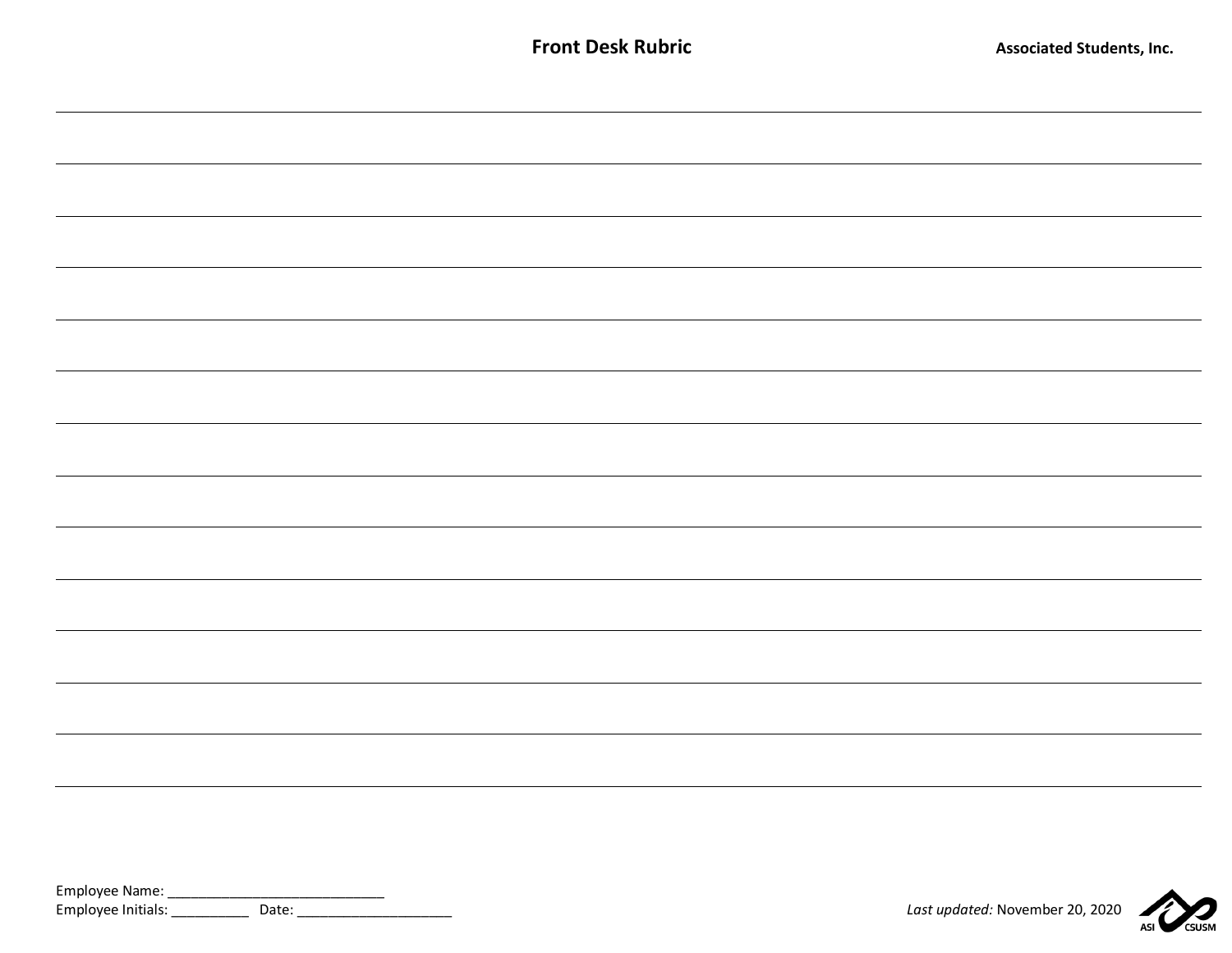# Front Desk Rubric

**Associated Students, Inc.**

Employee Name: ____________________________
Employee Initials: __________ Date: ____________________

*Last updated:* November 20, 2020